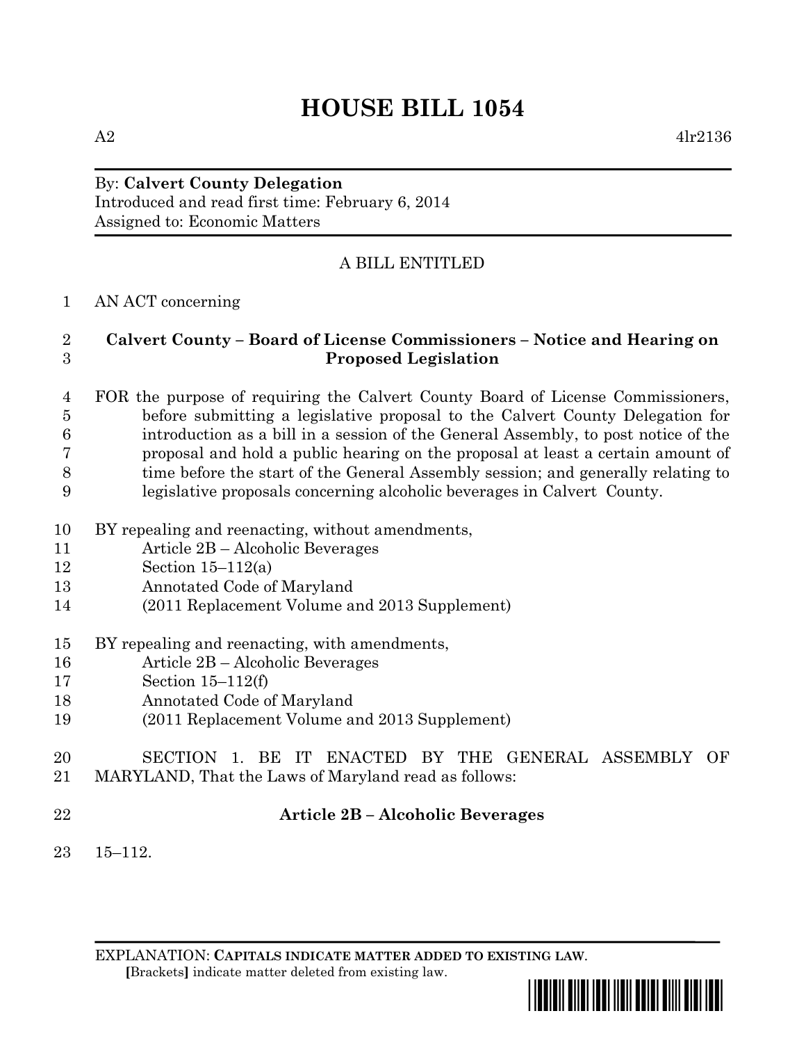# HOUSE BILL 1054

A2 4lr2136

By: **Calvert County Delegation**
Introduced and read first time: February 6, 2014
Assigned to: Economic Matters

A BILL ENTITLED

1 AN ACT concerning

2 **Calvert County – Board of License Commissioners – Notice and Hearing on**
3 **Proposed Legislation**

4 FOR the purpose of requiring the Calvert County Board of License Commissioners,
5 before submitting a legislative proposal to the Calvert County Delegation for
6 introduction as a bill in a session of the General Assembly, to post notice of the
7 proposal and hold a public hearing on the proposal at least a certain amount of
8 time before the start of the General Assembly session; and generally relating to
9 legislative proposals concerning alcoholic beverages in Calvert County.

10 BY repealing and reenacting, without amendments,
11 Article 2B – Alcoholic Beverages
12 Section 15–112(a)
13 Annotated Code of Maryland
14 (2011 Replacement Volume and 2013 Supplement)

15 BY repealing and reenacting, with amendments,
16 Article 2B – Alcoholic Beverages
17 Section 15–112(f)
18 Annotated Code of Maryland
19 (2011 Replacement Volume and 2013 Supplement)

20 SECTION 1. BE IT ENACTED BY THE GENERAL ASSEMBLY OF
21 MARYLAND, That the Laws of Maryland read as follows:

22 **Article 2B – Alcoholic Beverages**

23 15–112.

EXPLANATION: **CAPITALS INDICATE MATTER ADDED TO EXISTING LAW.**
**[**Brackets**]** indicate matter deleted from existing law.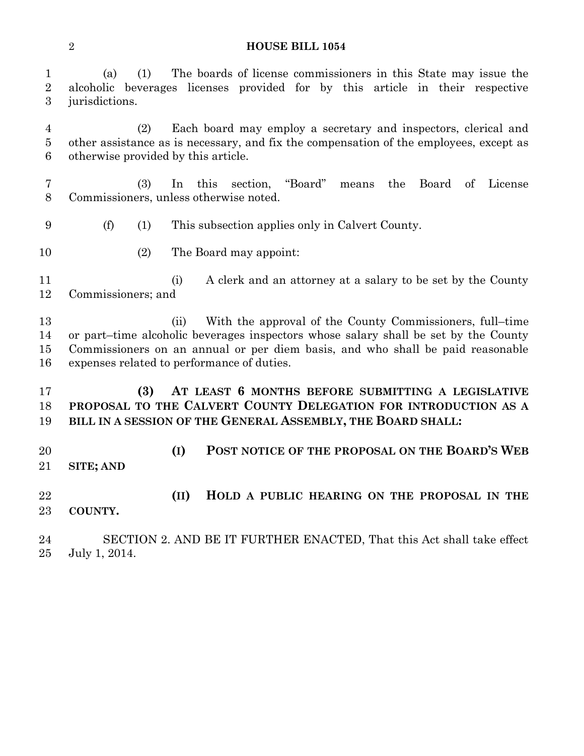(a) (1) The boards of license commissioners in this State may issue the alcoholic beverages licenses provided for by this article in their respective jurisdictions.

(2) Each board may employ a secretary and inspectors, clerical and other assistance as is necessary, and fix the compensation of the employees, except as otherwise provided by this article.

(3) In this section, "Board" means the Board of License Commissioners, unless otherwise noted.

(f) (1) This subsection applies only in Calvert County.

(2) The Board may appoint:

(i) A clerk and an attorney at a salary to be set by the County Commissioners; and

(ii) With the approval of the County Commissioners, full–time or part–time alcoholic beverages inspectors whose salary shall be set by the County Commissioners on an annual or per diem basis, and who shall be paid reasonable expenses related to performance of duties.

**(3) AT LEAST 6 MONTHS BEFORE SUBMITTING A LEGISLATIVE PROPOSAL TO THE CALVERT COUNTY DELEGATION FOR INTRODUCTION AS A BILL IN A SESSION OF THE GENERAL ASSEMBLY, THE BOARD SHALL:**

**(I) POST NOTICE OF THE PROPOSAL ON THE BOARD'S WEB SITE; AND**

**(II) HOLD A PUBLIC HEARING ON THE PROPOSAL IN THE COUNTY.**

SECTION 2. AND BE IT FURTHER ENACTED, That this Act shall take effect July 1, 2014.